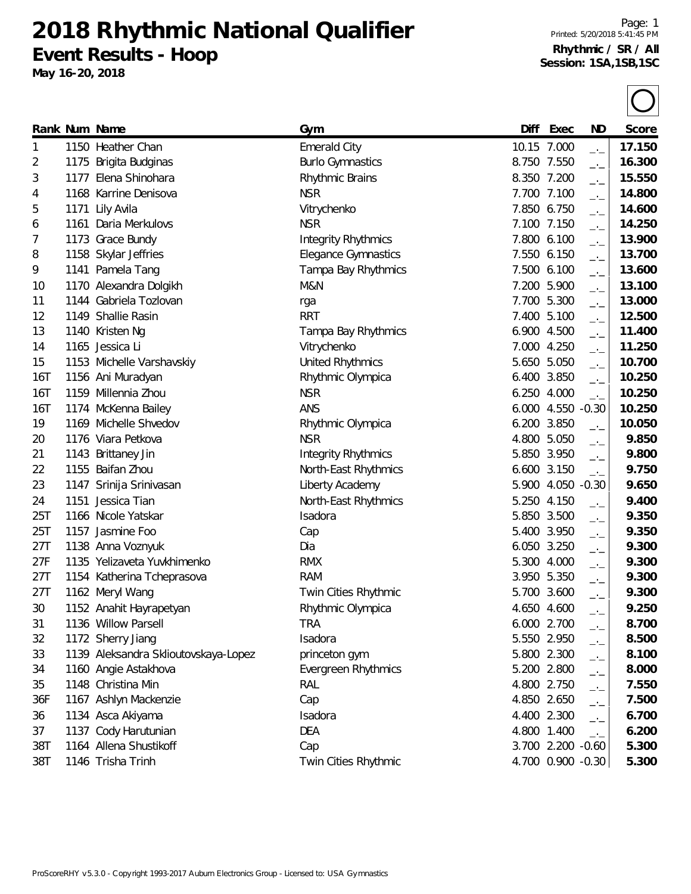# 2018 Rhythmic National Qualifier

## Event Results - Hoop

**May 16-20, 2018**

Printed: 5/20/2018 5:41:45 PM

**Rhythmic / SR / All**
**Session: 1SA,1SB,1SC**

| Rank | Num | Name | Gym | Diff | Exec | ND | Score |
|---|---|---|---|---|---|---|---|
| 1 | 1150 | Heather Chan | Emerald City | 10.15 | 7.000 | _._ | **17.150** |
| 2 | 1175 | Brigita Budginas | Burlo Gymnastics | 8.750 | 7.550 | _._ | **16.300** |
| 3 | 1177 | Elena Shinohara | Rhythmic Brains | 8.350 | 7.200 | _._ | **15.550** |
| 4 | 1168 | Karrine Denisova | NSR | 7.700 | 7.100 | _._ | **14.800** |
| 5 | 1171 | Lily Avila | Vitrychenko | 7.850 | 6.750 | _._ | **14.600** |
| 6 | 1161 | Daria Merkulovs | NSR | 7.100 | 7.150 | _._ | **14.250** |
| 7 | 1173 | Grace Bundy | Integrity Rhythmics | 7.800 | 6.100 | _._ | **13.900** |
| 8 | 1158 | Skylar Jeffries | Elegance Gymnastics | 7.550 | 6.150 | _._ | **13.700** |
| 9 | 1141 | Pamela Tang | Tampa Bay Rhythmics | 7.500 | 6.100 | _._ | **13.600** |
| 10 | 1170 | Alexandra Dolgikh | M&N | 7.200 | 5.900 | _._ | **13.100** |
| 11 | 1144 | Gabriela Tozlovan | rga | 7.700 | 5.300 | _._ | **13.000** |
| 12 | 1149 | Shallie Rasin | RRT | 7.400 | 5.100 | _._ | **12.500** |
| 13 | 1140 | Kristen Ng | Tampa Bay Rhythmics | 6.900 | 4.500 | _._ | **11.400** |
| 14 | 1165 | Jessica Li | Vitrychenko | 7.000 | 4.250 | _._ | **11.250** |
| 15 | 1153 | Michelle Varshavskiy | United Rhythmics | 5.650 | 5.050 | _._ | **10.700** |
| 16T | 1156 | Ani Muradyan | Rhythmic Olympica | 6.400 | 3.850 | _._ | **10.250** |
| 16T | 1159 | Millennia Zhou | NSR | 6.250 | 4.000 | _._ | **10.250** |
| 16T | 1174 | McKenna Bailey | ANS | 6.000 | 4.550 | -0.30 | **10.250** |
| 19 | 1169 | Michelle Shvedov | Rhythmic Olympica | 6.200 | 3.850 | _._ | **10.050** |
| 20 | 1176 | Viara Petkova | NSR | 4.800 | 5.050 | _._ | **9.850** |
| 21 | 1143 | Brittaney Jin | Integrity Rhythmics | 5.850 | 3.950 | _._ | **9.800** |
| 22 | 1155 | Baifan Zhou | North-East Rhythmics | 6.600 | 3.150 | _._ | **9.750** |
| 23 | 1147 | Srinija Srinivasan | Liberty Academy | 5.900 | 4.050 | -0.30 | **9.650** |
| 24 | 1151 | Jessica Tian | North-East Rhythmics | 5.250 | 4.150 | _._ | **9.400** |
| 25T | 1166 | Nicole Yatskar | Isadora | 5.850 | 3.500 | _._ | **9.350** |
| 25T | 1157 | Jasmine Foo | Cap | 5.400 | 3.950 | _._ | **9.350** |
| 27T | 1138 | Anna Voznyuk | Dia | 6.050 | 3.250 | _._ | **9.300** |
| 27F | 1135 | Yelizaveta Yuvkhimenko | RMX | 5.300 | 4.000 | _._ | **9.300** |
| 27T | 1154 | Katherina Tcheprasova | RAM | 3.950 | 5.350 | _._ | **9.300** |
| 27T | 1162 | Meryl Wang | Twin Cities Rhythmic | 5.700 | 3.600 | _._ | **9.300** |
| 30 | 1152 | Anahit Hayrapetyan | Rhythmic Olympica | 4.650 | 4.600 | _._ | **9.250** |
| 31 | 1136 | Willow Parsell | TRA | 6.000 | 2.700 | _._ | **8.700** |
| 32 | 1172 | Sherry Jiang | Isadora | 5.550 | 2.950 | _._ | **8.500** |
| 33 | 1139 | Aleksandra Sklioutovskaya-Lopez | princeton gym | 5.800 | 2.300 | _._ | **8.100** |
| 34 | 1160 | Angie Astakhova | Evergreen Rhythmics | 5.200 | 2.800 | _._ | **8.000** |
| 35 | 1148 | Christina Min | RAL | 4.800 | 2.750 | _._ | **7.550** |
| 36F | 1167 | Ashlyn Mackenzie | Cap | 4.850 | 2.650 | _._ | **7.500** |
| 36 | 1134 | Asca Akiyama | Isadora | 4.400 | 2.300 | _._ | **6.700** |
| 37 | 1137 | Cody Harutunian | DEA | 4.800 | 1.400 | _._ | **6.200** |
| 38T | 1164 | Allena Shustikoff | Cap | 3.700 | 2.200 | -0.60 | **5.300** |
| 38T | 1146 | Trisha Trinh | Twin Cities Rhythmic | 4.700 | 0.900 | -0.30 | **5.300** |

ProScoreRHY v5.3.0 - Copyright 1993-2017 Auburn Electronics Group - Licensed to: USA Gymnastics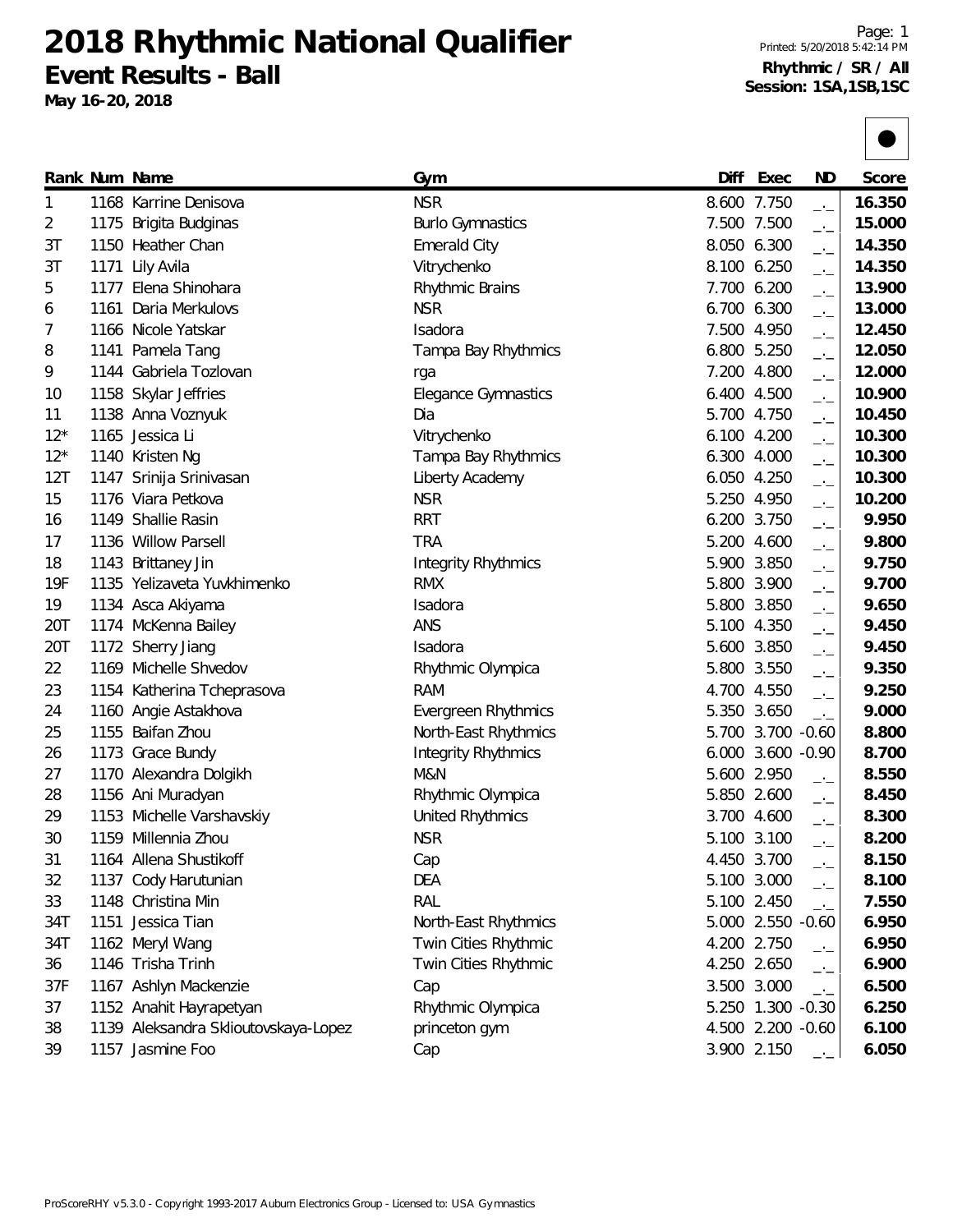# 2018 Rhythmic National Qualifier

## Event Results - Ball

**May 16-20, 2018**

**Rhythmic / SR / All**
**Session: 1SA,1SB,1SC**

| Rank | Num | Name | Gym | Diff | Exec | ND | Score |
|---|---|---|---|---|---|---|---|
| 1 | 1168 | Karrine Denisova | NSR | 8.600 | 7.750 | _._ | **16.350** |
| 2 | 1175 | Brigita Budginas | Burlo Gymnastics | 7.500 | 7.500 | _._ | **15.000** |
| 3T | 1150 | Heather Chan | Emerald City | 8.050 | 6.300 | _._ | **14.350** |
| 3T | 1171 | Lily Avila | Vitrychenko | 8.100 | 6.250 | _._ | **14.350** |
| 5 | 1177 | Elena Shinohara | Rhythmic Brains | 7.700 | 6.200 | _._ | **13.900** |
| 6 | 1161 | Daria Merkulovs | NSR | 6.700 | 6.300 | _._ | **13.000** |
| 7 | 1166 | Nicole Yatskar | Isadora | 7.500 | 4.950 | _._ | **12.450** |
| 8 | 1141 | Pamela Tang | Tampa Bay Rhythmics | 6.800 | 5.250 | _._ | **12.050** |
| 9 | 1144 | Gabriela Tozlovan | rga | 7.200 | 4.800 | _._ | **12.000** |
| 10 | 1158 | Skylar Jeffries | Elegance Gymnastics | 6.400 | 4.500 | _._ | **10.900** |
| 11 | 1138 | Anna Voznyuk | Dia | 5.700 | 4.750 | _._ | **10.450** |
| 12* | 1165 | Jessica Li | Vitrychenko | 6.100 | 4.200 | _._ | **10.300** |
| 12* | 1140 | Kristen Ng | Tampa Bay Rhythmics | 6.300 | 4.000 | _._ | **10.300** |
| 12T | 1147 | Srinija Srinivasan | Liberty Academy | 6.050 | 4.250 | _._ | **10.300** |
| 15 | 1176 | Viara Petkova | NSR | 5.250 | 4.950 | _._ | **10.200** |
| 16 | 1149 | Shallie Rasin | RRT | 6.200 | 3.750 | _._ | **9.950** |
| 17 | 1136 | Willow Parsell | TRA | 5.200 | 4.600 | _._ | **9.800** |
| 18 | 1143 | Brittaney Jin | Integrity Rhythmics | 5.900 | 3.850 | _._ | **9.750** |
| 19F | 1135 | Yelizaveta Yuvkhimenko | RMX | 5.800 | 3.900 | _._ | **9.700** |
| 19 | 1134 | Asca Akiyama | Isadora | 5.800 | 3.850 | _._ | **9.650** |
| 20T | 1174 | McKenna Bailey | ANS | 5.100 | 4.350 | _._ | **9.450** |
| 20T | 1172 | Sherry Jiang | Isadora | 5.600 | 3.850 | _._ | **9.450** |
| 22 | 1169 | Michelle Shvedov | Rhythmic Olympica | 5.800 | 3.550 | _._ | **9.350** |
| 23 | 1154 | Katherina Tcheprasova | RAM | 4.700 | 4.550 | _._ | **9.250** |
| 24 | 1160 | Angie Astakhova | Evergreen Rhythmics | 5.350 | 3.650 | _._ | **9.000** |
| 25 | 1155 | Baifan Zhou | North-East Rhythmics | 5.700 | 3.700 | -0.60 | **8.800** |
| 26 | 1173 | Grace Bundy | Integrity Rhythmics | 6.000 | 3.600 | -0.90 | **8.700** |
| 27 | 1170 | Alexandra Dolgikh | M&N | 5.600 | 2.950 | _._ | **8.550** |
| 28 | 1156 | Ani Muradyan | Rhythmic Olympica | 5.850 | 2.600 | _._ | **8.450** |
| 29 | 1153 | Michelle Varshavskiy | United Rhythmics | 3.700 | 4.600 | _._ | **8.300** |
| 30 | 1159 | Millennia Zhou | NSR | 5.100 | 3.100 | _._ | **8.200** |
| 31 | 1164 | Allena Shustikoff | Cap | 4.450 | 3.700 | _._ | **8.150** |
| 32 | 1137 | Cody Harutunian | DEA | 5.100 | 3.000 | _._ | **8.100** |
| 33 | 1148 | Christina Min | RAL | 5.100 | 2.450 | _._ | **7.550** |
| 34T | 1151 | Jessica Tian | North-East Rhythmics | 5.000 | 2.550 | -0.60 | **6.950** |
| 34T | 1162 | Meryl Wang | Twin Cities Rhythmic | 4.200 | 2.750 | _._ | **6.950** |
| 36 | 1146 | Trisha Trinh | Twin Cities Rhythmic | 4.250 | 2.650 | _._ | **6.900** |
| 37F | 1167 | Ashlyn Mackenzie | Cap | 3.500 | 3.000 | _._ | **6.500** |
| 37 | 1152 | Anahit Hayrapetyan | Rhythmic Olympica | 5.250 | 1.300 | -0.30 | **6.250** |
| 38 | 1139 | Aleksandra Sklioutovskaya-Lopez | princeton gym | 4.500 | 2.200 | -0.60 | **6.100** |
| 39 | 1157 | Jasmine Foo | Cap | 3.900 | 2.150 | _._ | **6.050** |

ProScoreRHY v5.3.0 - Copyright 1993-2017 Auburn Electronics Group - Licensed to: USA Gymnastics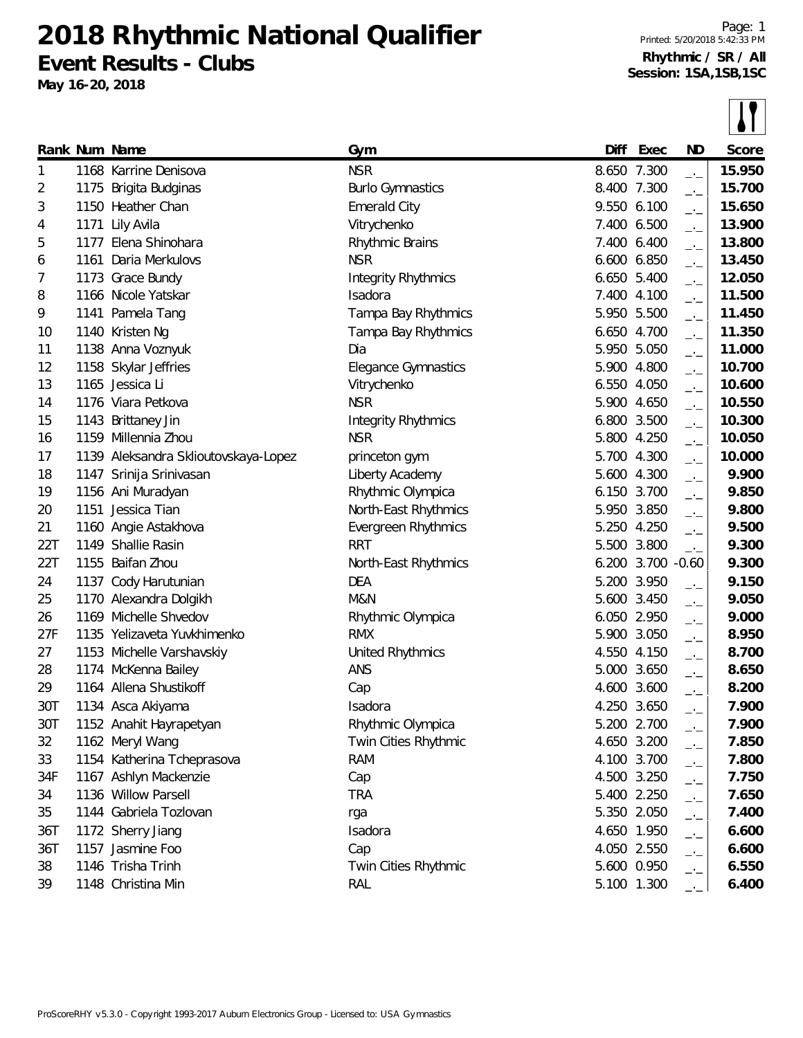# 2018 Rhythmic National Qualifier

## Event Results - Clubs

**May 16-20, 2018**

Printed: 5/20/2018 5:42:33 PM

**Rhythmic / SR / All**
**Session: 1SA,1SB,1SC**

| Rank | Num | Name | Gym | Diff | Exec | ND | Score |
|---|---|---|---|---|---|---|---|
| 1 | 1168 | Karrine Denisova | NSR | 8.650 | 7.300 | _._ | **15.950** |
| 2 | 1175 | Brigita Budginas | Burlo Gymnastics | 8.400 | 7.300 | _._ | **15.700** |
| 3 | 1150 | Heather Chan | Emerald City | 9.550 | 6.100 | _._ | **15.650** |
| 4 | 1171 | Lily Avila | Vitrychenko | 7.400 | 6.500 | _._ | **13.900** |
| 5 | 1177 | Elena Shinohara | Rhythmic Brains | 7.400 | 6.400 | _._ | **13.800** |
| 6 | 1161 | Daria Merkulovs | NSR | 6.600 | 6.850 | _._ | **13.450** |
| 7 | 1173 | Grace Bundy | Integrity Rhythmics | 6.650 | 5.400 | _._ | **12.050** |
| 8 | 1166 | Nicole Yatskar | Isadora | 7.400 | 4.100 | _._ | **11.500** |
| 9 | 1141 | Pamela Tang | Tampa Bay Rhythmics | 5.950 | 5.500 | _._ | **11.450** |
| 10 | 1140 | Kristen Ng | Tampa Bay Rhythmics | 6.650 | 4.700 | _._ | **11.350** |
| 11 | 1138 | Anna Voznyuk | Dia | 5.950 | 5.050 | _._ | **11.000** |
| 12 | 1158 | Skylar Jeffries | Elegance Gymnastics | 5.900 | 4.800 | _._ | **10.700** |
| 13 | 1165 | Jessica Li | Vitrychenko | 6.550 | 4.050 | _._ | **10.600** |
| 14 | 1176 | Viara Petkova | NSR | 5.900 | 4.650 | _._ | **10.550** |
| 15 | 1143 | Brittaney Jin | Integrity Rhythmics | 6.800 | 3.500 | _._ | **10.300** |
| 16 | 1159 | Millennia Zhou | NSR | 5.800 | 4.250 | _._ | **10.050** |
| 17 | 1139 | Aleksandra Sklioutovskaya-Lopez | princeton gym | 5.700 | 4.300 | _._ | **10.000** |
| 18 | 1147 | Srinija Srinivasan | Liberty Academy | 5.600 | 4.300 | _._ | **9.900** |
| 19 | 1156 | Ani Muradyan | Rhythmic Olympica | 6.150 | 3.700 | _._ | **9.850** |
| 20 | 1151 | Jessica Tian | North-East Rhythmics | 5.950 | 3.850 | _._ | **9.800** |
| 21 | 1160 | Angie Astakhova | Evergreen Rhythmics | 5.250 | 4.250 | _._ | **9.500** |
| 22T | 1149 | Shallie Rasin | RRT | 5.500 | 3.800 | _._ | **9.300** |
| 22T | 1155 | Baifan Zhou | North-East Rhythmics | 6.200 | 3.700 | -0.60 | **9.300** |
| 24 | 1137 | Cody Harutunian | DEA | 5.200 | 3.950 | _._ | **9.150** |
| 25 | 1170 | Alexandra Dolgikh | M&N | 5.600 | 3.450 | _._ | **9.050** |
| 26 | 1169 | Michelle Shvedov | Rhythmic Olympica | 6.050 | 2.950 | _._ | **9.000** |
| 27F | 1135 | Yelizaveta Yuvkhimenko | RMX | 5.900 | 3.050 | _._ | **8.950** |
| 27 | 1153 | Michelle Varshavskiy | United Rhythmics | 4.550 | 4.150 | _._ | **8.700** |
| 28 | 1174 | McKenna Bailey | ANS | 5.000 | 3.650 | _._ | **8.650** |
| 29 | 1164 | Allena Shustikoff | Cap | 4.600 | 3.600 | _._ | **8.200** |
| 30T | 1134 | Asca Akiyama | Isadora | 4.250 | 3.650 | _._ | **7.900** |
| 30T | 1152 | Anahit Hayrapetyan | Rhythmic Olympica | 5.200 | 2.700 | _._ | **7.900** |
| 32 | 1162 | Meryl Wang | Twin Cities Rhythmic | 4.650 | 3.200 | _._ | **7.850** |
| 33 | 1154 | Katherina Tcheprasova | RAM | 4.100 | 3.700 | _._ | **7.800** |
| 34F | 1167 | Ashlyn Mackenzie | Cap | 4.500 | 3.250 | _._ | **7.750** |
| 34 | 1136 | Willow Parsell | TRA | 5.400 | 2.250 | _._ | **7.650** |
| 35 | 1144 | Gabriela Tozlovan | rga | 5.350 | 2.050 | _._ | **7.400** |
| 36T | 1172 | Sherry Jiang | Isadora | 4.650 | 1.950 | _._ | **6.600** |
| 36T | 1157 | Jasmine Foo | Cap | 4.050 | 2.550 | _._ | **6.600** |
| 38 | 1146 | Trisha Trinh | Twin Cities Rhythmic | 5.600 | 0.950 | _._ | **6.550** |
| 39 | 1148 | Christina Min | RAL | 5.100 | 1.300 | _._ | **6.400** |

ProScoreRHY v5.3.0 - Copyright 1993-2017 Auburn Electronics Group - Licensed to: USA Gymnastics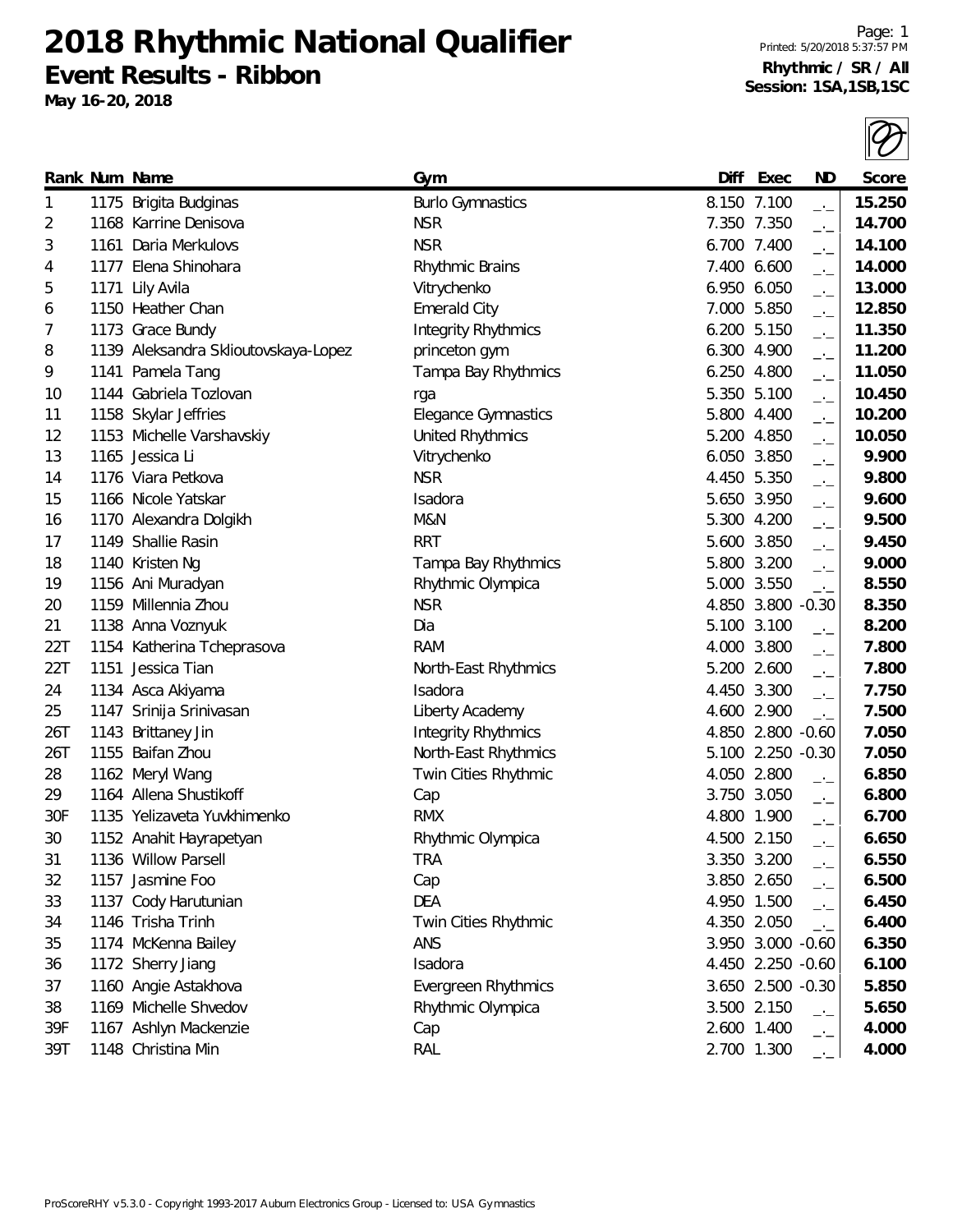# 2018 Rhythmic National Qualifier

## Event Results - Ribbon

**May 16-20, 2018**

Printed: 5/20/2018 5:37:57 PM

**Rhythmic / SR / All**
**Session: 1SA,1SB,1SC**

| Rank | Num | Name | Gym | Diff | Exec | ND | Score |
|---|---|---|---|---|---|---|---|
| 1 | 1175 | Brigita Budginas | Burlo Gymnastics | 8.150 | 7.100 | _._ | **15.250** |
| 2 | 1168 | Karrine Denisova | NSR | 7.350 | 7.350 | _._ | **14.700** |
| 3 | 1161 | Daria Merkulovs | NSR | 6.700 | 7.400 | _._ | **14.100** |
| 4 | 1177 | Elena Shinohara | Rhythmic Brains | 7.400 | 6.600 | _._ | **14.000** |
| 5 | 1171 | Lily Avila | Vitrychenko | 6.950 | 6.050 | _._ | **13.000** |
| 6 | 1150 | Heather Chan | Emerald City | 7.000 | 5.850 | _._ | **12.850** |
| 7 | 1173 | Grace Bundy | Integrity Rhythmics | 6.200 | 5.150 | _._ | **11.350** |
| 8 | 1139 | Aleksandra Sklioutovskaya-Lopez | princeton gym | 6.300 | 4.900 | _._ | **11.200** |
| 9 | 1141 | Pamela Tang | Tampa Bay Rhythmics | 6.250 | 4.800 | _._ | **11.050** |
| 10 | 1144 | Gabriela Tozlovan | rga | 5.350 | 5.100 | _._ | **10.450** |
| 11 | 1158 | Skylar Jeffries | Elegance Gymnastics | 5.800 | 4.400 | _._ | **10.200** |
| 12 | 1153 | Michelle Varshavskiy | United Rhythmics | 5.200 | 4.850 | _._ | **10.050** |
| 13 | 1165 | Jessica Li | Vitrychenko | 6.050 | 3.850 | _._ | **9.900** |
| 14 | 1176 | Viara Petkova | NSR | 4.450 | 5.350 | _._ | **9.800** |
| 15 | 1166 | Nicole Yatskar | Isadora | 5.650 | 3.950 | _._ | **9.600** |
| 16 | 1170 | Alexandra Dolgikh | M&N | 5.300 | 4.200 | _._ | **9.500** |
| 17 | 1149 | Shallie Rasin | RRT | 5.600 | 3.850 | _._ | **9.450** |
| 18 | 1140 | Kristen Ng | Tampa Bay Rhythmics | 5.800 | 3.200 | _._ | **9.000** |
| 19 | 1156 | Ani Muradyan | Rhythmic Olympica | 5.000 | 3.550 | _._ | **8.550** |
| 20 | 1159 | Millennia Zhou | NSR | 4.850 | 3.800 | -0.30 | **8.350** |
| 21 | 1138 | Anna Voznyuk | Dia | 5.100 | 3.100 | _._ | **8.200** |
| 22T | 1154 | Katherina Tcheprasova | RAM | 4.000 | 3.800 | _._ | **7.800** |
| 22T | 1151 | Jessica Tian | North-East Rhythmics | 5.200 | 2.600 | _._ | **7.800** |
| 24 | 1134 | Asca Akiyama | Isadora | 4.450 | 3.300 | _._ | **7.750** |
| 25 | 1147 | Srinija Srinivasan | Liberty Academy | 4.600 | 2.900 | _._ | **7.500** |
| 26T | 1143 | Brittaney Jin | Integrity Rhythmics | 4.850 | 2.800 | -0.60 | **7.050** |
| 26T | 1155 | Baifan Zhou | North-East Rhythmics | 5.100 | 2.250 | -0.30 | **7.050** |
| 28 | 1162 | Meryl Wang | Twin Cities Rhythmic | 4.050 | 2.800 | _._ | **6.850** |
| 29 | 1164 | Allena Shustikoff | Cap | 3.750 | 3.050 | _._ | **6.800** |
| 30F | 1135 | Yelizaveta Yuvkhimenko | RMX | 4.800 | 1.900 | _._ | **6.700** |
| 30 | 1152 | Anahit Hayrapetyan | Rhythmic Olympica | 4.500 | 2.150 | _._ | **6.650** |
| 31 | 1136 | Willow Parsell | TRA | 3.350 | 3.200 | _._ | **6.550** |
| 32 | 1157 | Jasmine Foo | Cap | 3.850 | 2.650 | _._ | **6.500** |
| 33 | 1137 | Cody Harutunian | DEA | 4.950 | 1.500 | _._ | **6.450** |
| 34 | 1146 | Trisha Trinh | Twin Cities Rhythmic | 4.350 | 2.050 | _._ | **6.400** |
| 35 | 1174 | McKenna Bailey | ANS | 3.950 | 3.000 | -0.60 | **6.350** |
| 36 | 1172 | Sherry Jiang | Isadora | 4.450 | 2.250 | -0.60 | **6.100** |
| 37 | 1160 | Angie Astakhova | Evergreen Rhythmics | 3.650 | 2.500 | -0.30 | **5.850** |
| 38 | 1169 | Michelle Shvedov | Rhythmic Olympica | 3.500 | 2.150 | _._ | **5.650** |
| 39F | 1167 | Ashlyn Mackenzie | Cap | 2.600 | 1.400 | _._ | **4.000** |
| 39T | 1148 | Christina Min | RAL | 2.700 | 1.300 | _._ | **4.000** |

ProScoreRHY v5.3.0 - Copyright 1993-2017 Auburn Electronics Group - Licensed to: USA Gymnastics